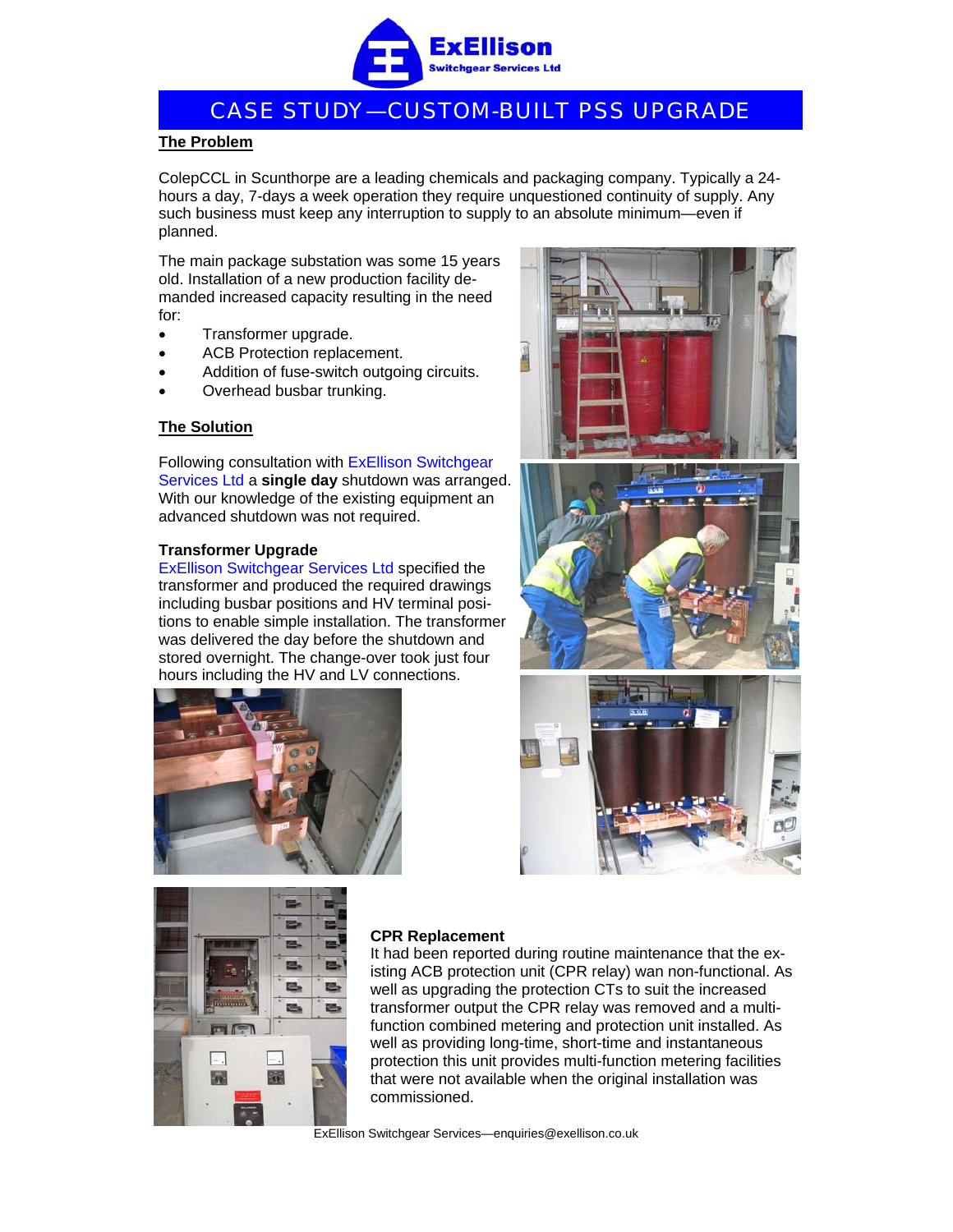# CASE STUDY—CUSTOM-BUILT PSS UPGRADE

## The Problem

ColepCCL in Scunthorpe are a leading chemicals and packaging company. Typically a 24-hours a day, 7-days a week operation they require unquestioned continuity of supply. Any such business must keep any interruption to supply to an absolute minimum—even if planned.

The main package substation was some 15 years old. Installation of a new production facility demanded increased capacity resulting in the need for:

- Transformer upgrade.
- ACB Protection replacement.
- Addition of fuse-switch outgoing circuits.
- Overhead busbar trunking.

## The Solution

Following consultation with ExEllison Switchgear Services Ltd a **single day** shutdown was arranged. With our knowledge of the existing equipment an advanced shutdown was not required.

### Transformer Upgrade

ExEllison Switchgear Services Ltd specified the transformer and produced the required drawings including busbar positions and HV terminal positions to enable simple installation. The transformer was delivered the day before the shutdown and stored overnight. The change-over took just four hours including the HV and LV connections.

### CPR Replacement

It had been reported during routine maintenance that the existing ACB protection unit (CPR relay) wan non-functional. As well as upgrading the protection CTs to suit the increased transformer output the CPR relay was removed and a multi-function combined metering and protection unit installed. As well as providing long-time, short-time and instantaneous protection this unit provides multi-function metering facilities that were not available when the original installation was commissioned.

ExEllison Switchgear Services—enquiries@exellison.co.uk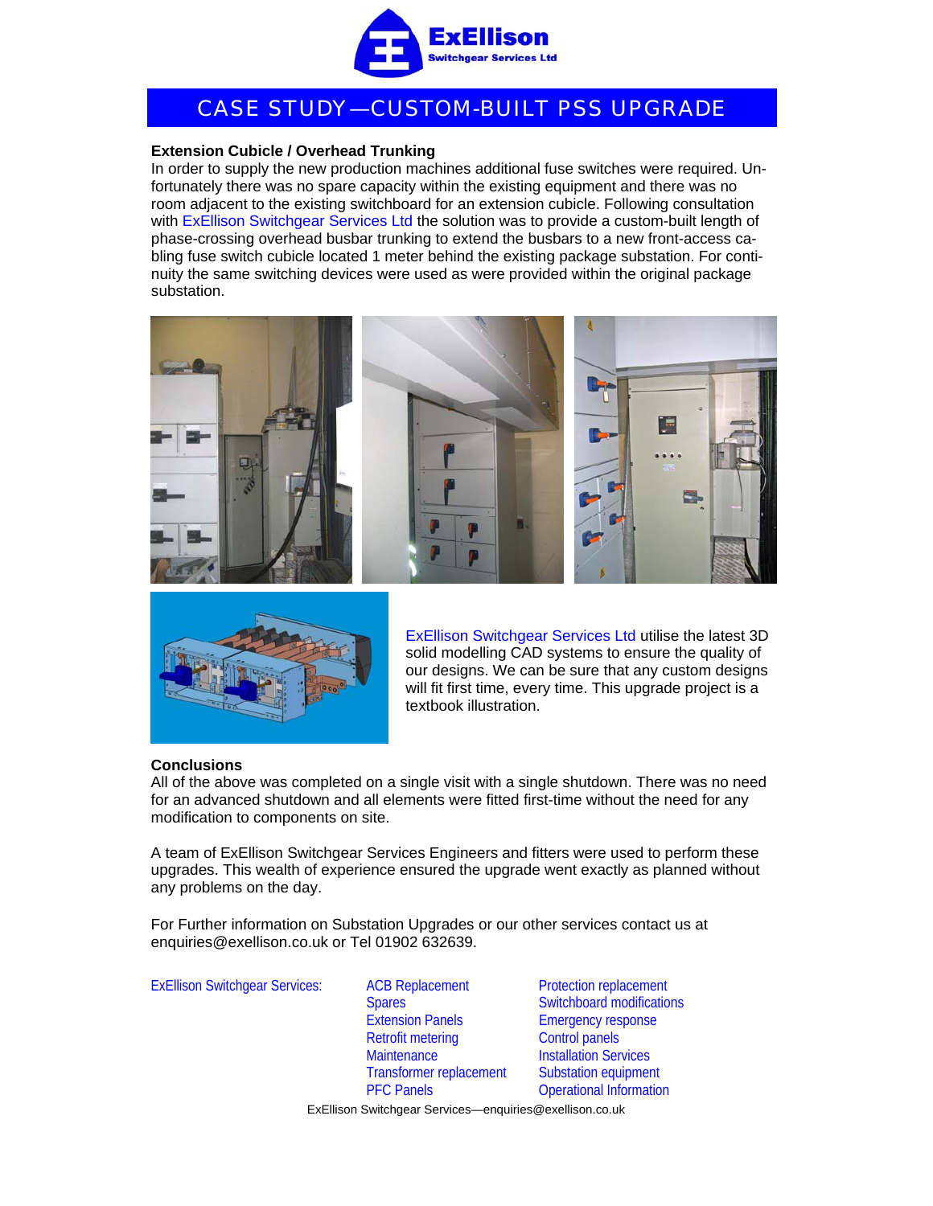# CASE STUDY—CUSTOM-BUILT PSS UPGRADE

**Extension Cubicle / Overhead Trunking**

In order to supply the new production machines additional fuse switches were required. Unfortunately there was no spare capacity within the existing equipment and there was no room adjacent to the existing switchboard for an extension cubicle. Following consultation with ExEllison Switchgear Services Ltd the solution was to provide a custom-built length of phase-crossing overhead busbar trunking to extend the busbars to a new front-access cabling fuse switch cubicle located 1 meter behind the existing package substation. For continuity the same switching devices were used as were provided within the original package substation.

ExEllison Switchgear Services Ltd utilise the latest 3D solid modelling CAD systems to ensure the quality of our designs. We can be sure that any custom designs will fit first time, every time. This upgrade project is a textbook illustration.

**Conclusions**

All of the above was completed on a single visit with a single shutdown. There was no need for an advanced shutdown and all elements were fitted first-time without the need for any modification to components on site.

A team of ExEllison Switchgear Services Engineers and fitters were used to perform these upgrades. This wealth of experience ensured the upgrade went exactly as planned without any problems on the day.

For Further information on Substation Upgrades or our other services contact us at enquiries@exellison.co.uk or Tel 01902 632639.

ExEllison Switchgear Services:

- ACB Replacement
- Spares
- Extension Panels
- Retrofit metering
- Maintenance
- Transformer replacement
- PFC Panels
- Protection replacement
- Switchboard modifications
- Emergency response
- Control panels
- Installation Services
- Substation equipment
- Operational Information

ExEllison Switchgear Services—enquiries@exellison.co.uk